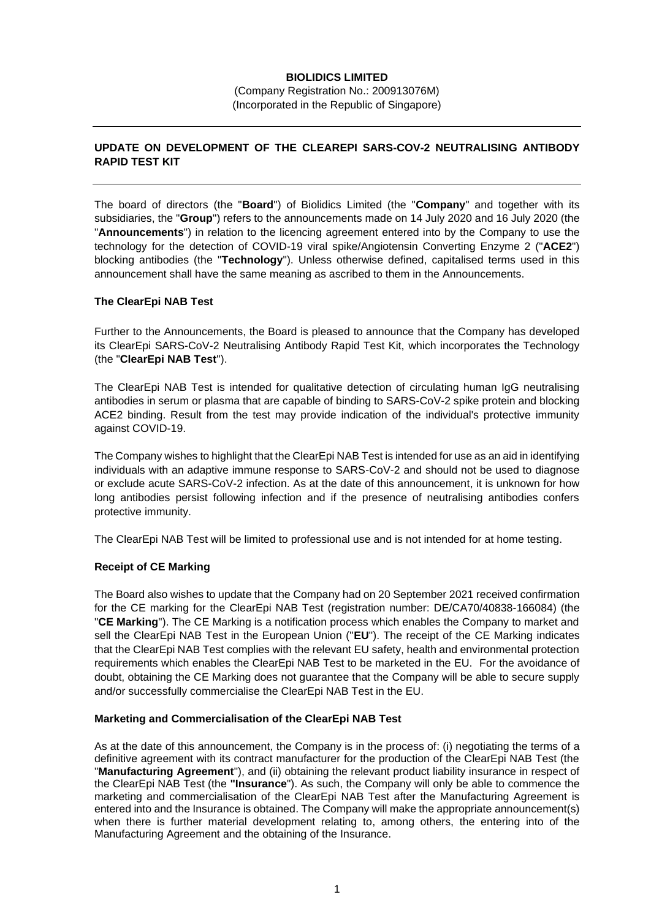**BIOLIDICS LIMITED**

(Company Registration No.: 200913076M)
(Incorporated in the Republic of Singapore)

---

**UPDATE ON DEVELOPMENT OF THE CLEAREPI SARS-COV-2 NEUTRALISING ANTIBODY RAPID TEST KIT**

---

The board of directors (the "**Board**") of Biolidics Limited (the "**Company**" and together with its subsidiaries, the "**Group**") refers to the announcements made on 14 July 2020 and 16 July 2020 (the "**Announcements**") in relation to the licencing agreement entered into by the Company to use the technology for the detection of COVID-19 viral spike/Angiotensin Converting Enzyme 2 ("**ACE2**") blocking antibodies (the "**Technology**"). Unless otherwise defined, capitalised terms used in this announcement shall have the same meaning as ascribed to them in the Announcements.

**The ClearEpi NAB Test**

Further to the Announcements, the Board is pleased to announce that the Company has developed its ClearEpi SARS-CoV-2 Neutralising Antibody Rapid Test Kit, which incorporates the Technology (the "**ClearEpi NAB Test**").

The ClearEpi NAB Test is intended for qualitative detection of circulating human IgG neutralising antibodies in serum or plasma that are capable of binding to SARS-CoV-2 spike protein and blocking ACE2 binding. Result from the test may provide indication of the individual's protective immunity against COVID-19.

The Company wishes to highlight that the ClearEpi NAB Test is intended for use as an aid in identifying individuals with an adaptive immune response to SARS-CoV-2 and should not be used to diagnose or exclude acute SARS-CoV-2 infection. As at the date of this announcement, it is unknown for how long antibodies persist following infection and if the presence of neutralising antibodies confers protective immunity.

The ClearEpi NAB Test will be limited to professional use and is not intended for at home testing.

**Receipt of CE Marking**

The Board also wishes to update that the Company had on 20 September 2021 received confirmation for the CE marking for the ClearEpi NAB Test (registration number: DE/CA70/40838-166084) (the "**CE Marking**"). The CE Marking is a notification process which enables the Company to market and sell the ClearEpi NAB Test in the European Union ("**EU**"). The receipt of the CE Marking indicates that the ClearEpi NAB Test complies with the relevant EU safety, health and environmental protection requirements which enables the ClearEpi NAB Test to be marketed in the EU. For the avoidance of doubt, obtaining the CE Marking does not guarantee that the Company will be able to secure supply and/or successfully commercialise the ClearEpi NAB Test in the EU.

**Marketing and Commercialisation of the ClearEpi NAB Test**

As at the date of this announcement, the Company is in the process of: (i) negotiating the terms of a definitive agreement with its contract manufacturer for the production of the ClearEpi NAB Test (the "**Manufacturing Agreement**"), and (ii) obtaining the relevant product liability insurance in respect of the ClearEpi NAB Test (the **"Insurance**"). As such, the Company will only be able to commence the marketing and commercialisation of the ClearEpi NAB Test after the Manufacturing Agreement is entered into and the Insurance is obtained. The Company will make the appropriate announcement(s) when there is further material development relating to, among others, the entering into of the Manufacturing Agreement and the obtaining of the Insurance.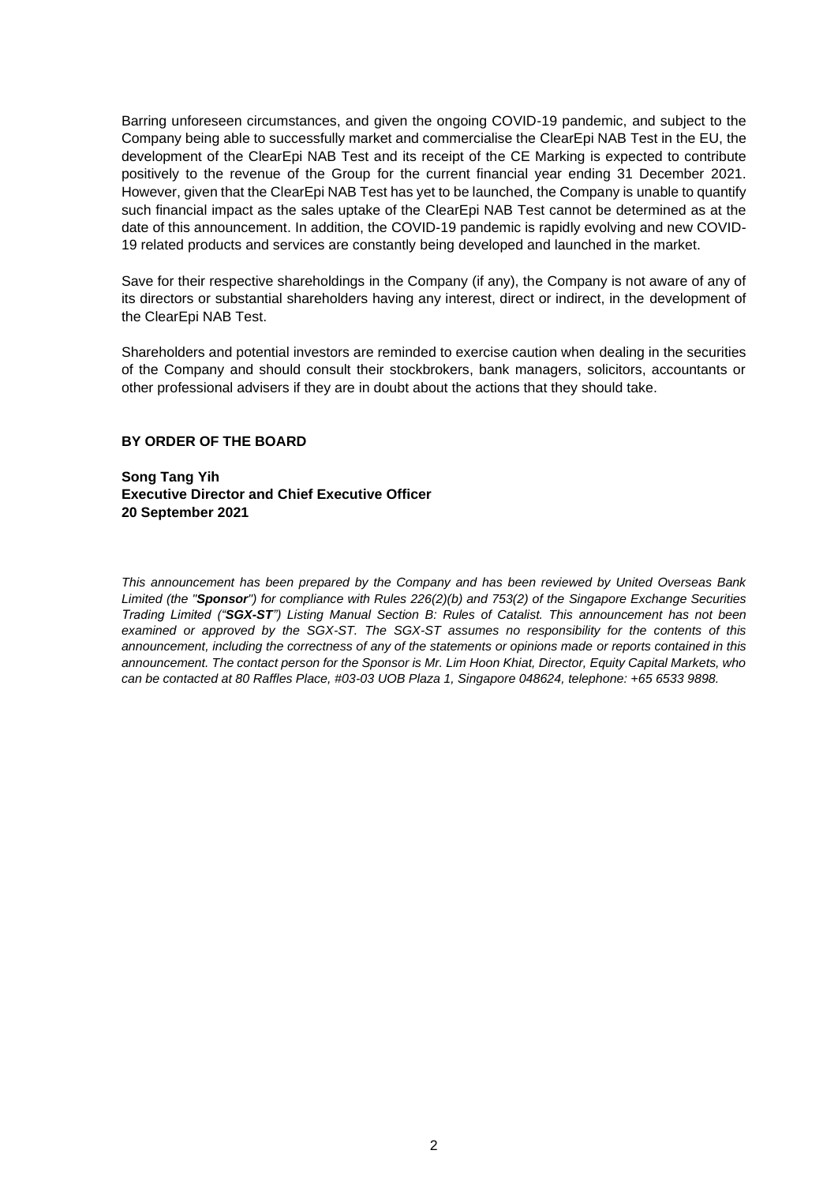Barring unforeseen circumstances, and given the ongoing COVID-19 pandemic, and subject to the Company being able to successfully market and commercialise the ClearEpi NAB Test in the EU, the development of the ClearEpi NAB Test and its receipt of the CE Marking is expected to contribute positively to the revenue of the Group for the current financial year ending 31 December 2021. However, given that the ClearEpi NAB Test has yet to be launched, the Company is unable to quantify such financial impact as the sales uptake of the ClearEpi NAB Test cannot be determined as at the date of this announcement. In addition, the COVID-19 pandemic is rapidly evolving and new COVID-19 related products and services are constantly being developed and launched in the market.

Save for their respective shareholdings in the Company (if any), the Company is not aware of any of its directors or substantial shareholders having any interest, direct or indirect, in the development of the ClearEpi NAB Test.

Shareholders and potential investors are reminded to exercise caution when dealing in the securities of the Company and should consult their stockbrokers, bank managers, solicitors, accountants or other professional advisers if they are in doubt about the actions that they should take.

**BY ORDER OF THE BOARD**

**Song Tang Yih**
**Executive Director and Chief Executive Officer**
**20 September 2021**

*This announcement has been prepared by the Company and has been reviewed by United Overseas Bank Limited (the "**Sponsor**") for compliance with Rules 226(2)(b) and 753(2) of the Singapore Exchange Securities Trading Limited ("**SGX-ST**") Listing Manual Section B: Rules of Catalist. This announcement has not been examined or approved by the SGX-ST. The SGX-ST assumes no responsibility for the contents of this announcement, including the correctness of any of the statements or opinions made or reports contained in this announcement. The contact person for the Sponsor is Mr. Lim Hoon Khiat, Director, Equity Capital Markets, who can be contacted at 80 Raffles Place, #03-03 UOB Plaza 1, Singapore 048624, telephone: +65 6533 9898.*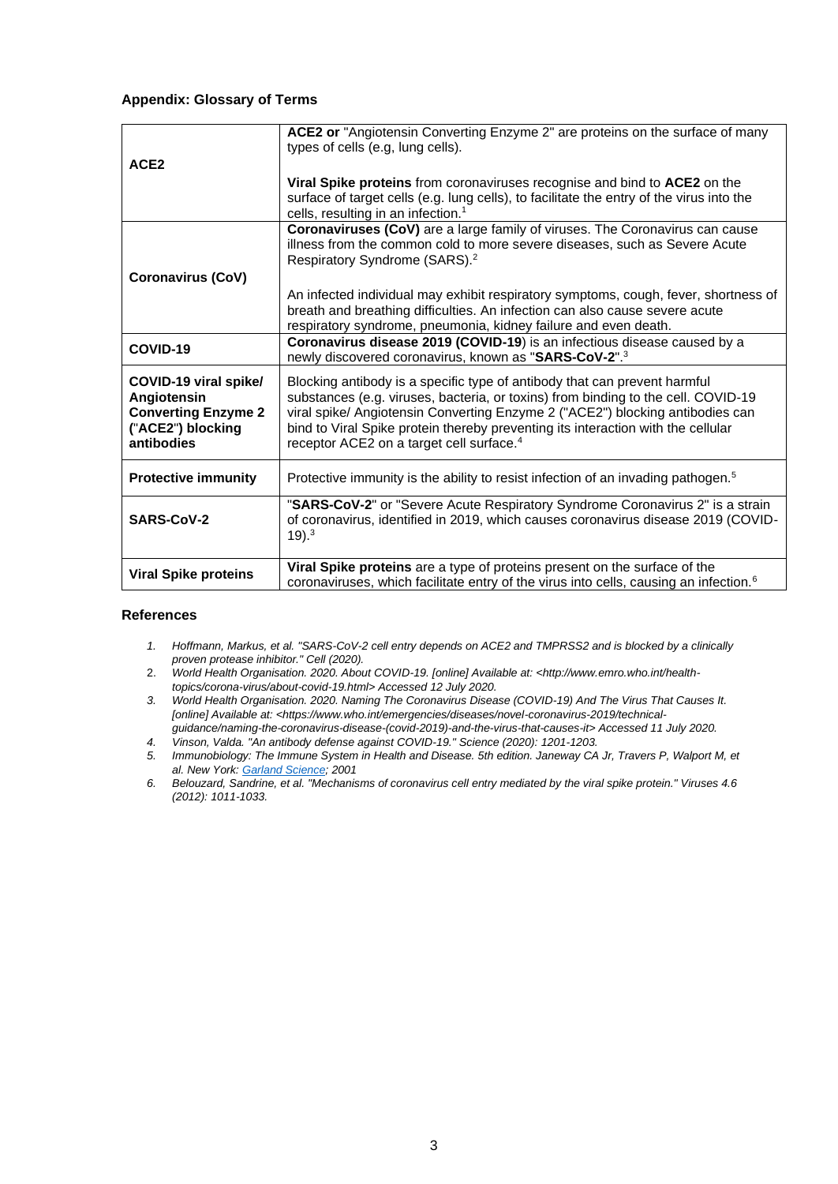**Appendix: Glossary of Terms**

| | |
|---|---|
| **ACE2** | **ACE2 or** "Angiotensin Converting Enzyme 2" are proteins on the surface of many types of cells (e.g, lung cells).<br><br>**Viral Spike proteins** from coronaviruses recognise and bind to **ACE2** on the surface of target cells (e.g. lung cells), to facilitate the entry of the virus into the cells, resulting in an infection.[1] |
| **Coronavirus (CoV)** | **Coronaviruses (CoV)** are a large family of viruses. The Coronavirus can cause illness from the common cold to more severe diseases, such as Severe Acute Respiratory Syndrome (SARS).[2]<br><br>An infected individual may exhibit respiratory symptoms, cough, fever, shortness of breath and breathing difficulties. An infection can also cause severe acute respiratory syndrome, pneumonia, kidney failure and even death. |
| **COVID-19** | **Coronavirus disease 2019 (COVID-19**) is an infectious disease caused by a newly discovered coronavirus, known as "**SARS-CoV-2**".[3] |
| **COVID-19 viral spike/ Angiotensin Converting Enzyme 2 ("ACE2") blocking antibodies** | Blocking antibody is a specific type of antibody that can prevent harmful substances (e.g. viruses, bacteria, or toxins) from binding to the cell. COVID-19 viral spike/ Angiotensin Converting Enzyme 2 ("ACE2") blocking antibodies can bind to Viral Spike protein thereby preventing its interaction with the cellular receptor ACE2 on a target cell surface.[4] |
| **Protective immunity** | Protective immunity is the ability to resist infection of an invading pathogen.[5] |
| **SARS-CoV-2** | "**SARS-CoV-2**" or "Severe Acute Respiratory Syndrome Coronavirus 2" is a strain of coronavirus, identified in 2019, which causes coronavirus disease 2019 (COVID-19).[3] |
| **Viral Spike proteins** | **Viral Spike proteins** are a type of proteins present on the surface of the coronaviruses, which facilitate entry of the virus into cells, causing an infection.[6] |

**References**

1. *Hoffmann, Markus, et al. "SARS-CoV-2 cell entry depends on ACE2 and TMPRSS2 and is blocked by a clinically proven protease inhibitor." Cell (2020).*
2. *World Health Organisation. 2020. About COVID-19. [online] Available at: <http://www.emro.who.int/health-topics/corona-virus/about-covid-19.html> Accessed 12 July 2020.*
3. *World Health Organisation. 2020. Naming The Coronavirus Disease (COVID-19) And The Virus That Causes It. [online] Available at: <https://www.who.int/emergencies/diseases/novel-coronavirus-2019/technical-guidance/naming-the-coronavirus-disease-(covid-2019)-and-the-virus-that-causes-it> Accessed 11 July 2020.*
4. *Vinson, Valda. "An antibody defense against COVID-19." Science (2020): 1201-1203.*
5. *Immunobiology: The Immune System in Health and Disease. 5th edition. Janeway CA Jr, Travers P, Walport M, et al. New York: Garland Science; 2001*
6. *Belouzard, Sandrine, et al. "Mechanisms of coronavirus cell entry mediated by the viral spike protein." Viruses 4.6 (2012): 1011-1033.*